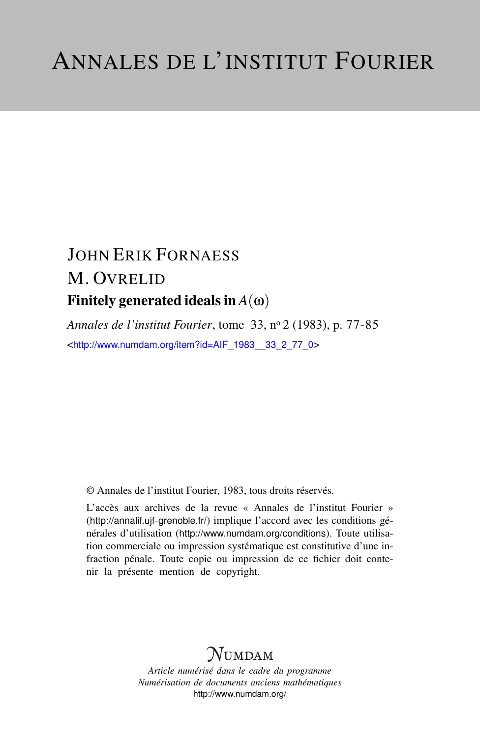# ANNALES DE L'INSTITUT FOURIER

JOHN ERIK FORNAESS

M. OVRELID

**Finitely generated ideals in $A(\omega)$**

*Annales de l'institut Fourier*, tome 33, nº 2 (1983), p. 77-85

<http://www.numdam.org/item?id=AIF_1983__33_2_77_0>

© Annales de l'institut Fourier, 1983, tous droits réservés.

L'accès aux archives de la revue « Annales de l'institut Fourier » (http://annalif.ujf-grenoble.fr/) implique l'accord avec les conditions générales d'utilisation (http://www.numdam.org/conditions). Toute utilisation commerciale ou impression systématique est constitutive d'une infraction pénale. Toute copie ou impression de ce fichier doit contenir la présente mention de copyright.

NUMDAM

*Article numérisé dans le cadre du programme*
*Numérisation de documents anciens mathématiques*
http://www.numdam.org/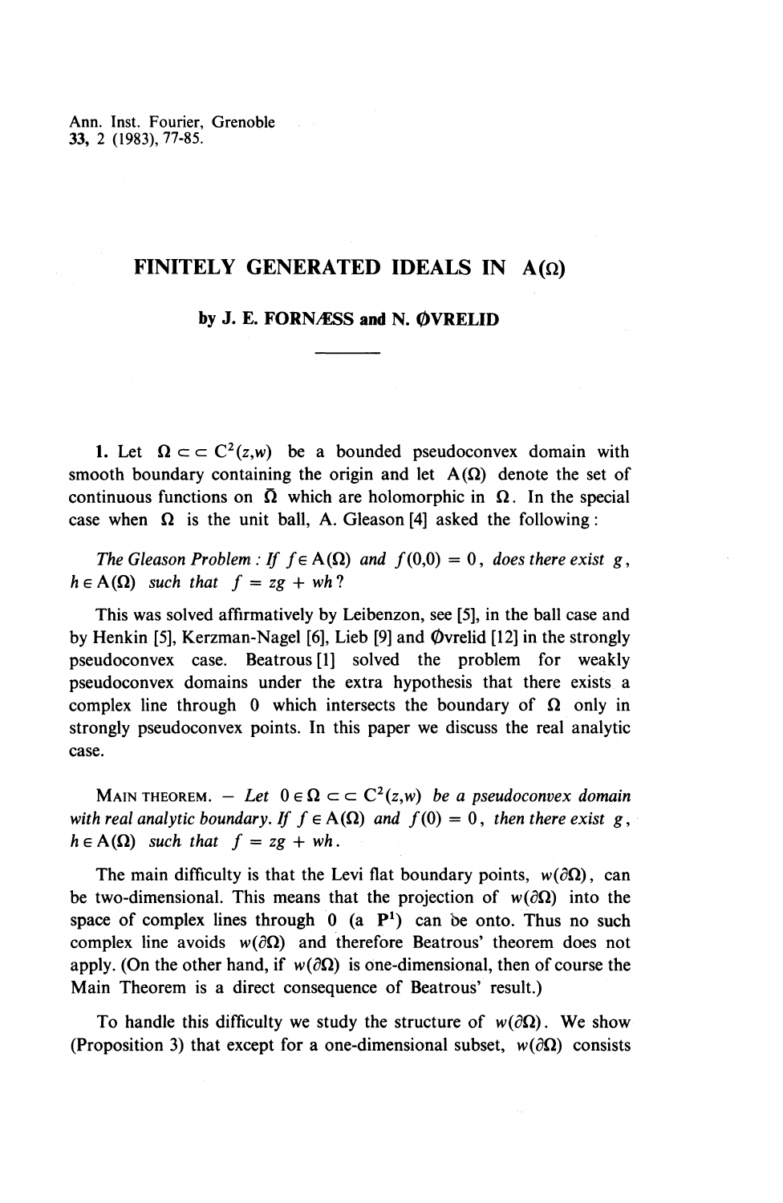# FINITELY GENERATED IDEALS IN A(Ω)

**by J. E. FORNÆSS and N. ØVRELID**

---

**1.** Let $\Omega \subset\subset \mathbf{C}^2(z,w)$ be a bounded pseudoconvex domain with smooth boundary containing the origin and let $A(\Omega)$ denote the set of continuous functions on $\bar{\Omega}$ which are holomorphic in $\Omega$. In the special case when $\Omega$ is the unit ball, A. Gleason [4] asked the following:

*The Gleason Problem : If* $f \in A(\Omega)$ *and* $f(0,0) = 0$, *does there exist* $g$, $h \in A(\Omega)$ *such that* $f = zg + wh$?

This was solved affirmatively by Leibenzon, see [5], in the ball case and by Henkin [5], Kerzman-Nagel [6], Lieb [9] and Øvrelid [12] in the strongly pseudoconvex case. Beatrous [1] solved the problem for weakly pseudoconvex domains under the extra hypothesis that there exists a complex line through 0 which intersects the boundary of $\Omega$ only in strongly pseudoconvex points. In this paper we discuss the real analytic case.

MAIN THEOREM. — *Let* $0 \in \Omega \subset\subset \mathbf{C}^2(z,w)$ *be a pseudoconvex domain with real analytic boundary. If* $f \in A(\Omega)$ *and* $f(0) = 0$, *then there exist* $g$, $h \in A(\Omega)$ *such that* $f = zg + wh$.

The main difficulty is that the Levi flat boundary points, $w(\partial\Omega)$, can be two-dimensional. This means that the projection of $w(\partial\Omega)$ into the space of complex lines through 0 (a $\mathbf{P}^1$) can be onto. Thus no such complex line avoids $w(\partial\Omega)$ and therefore Beatrous' theorem does not apply. (On the other hand, if $w(\partial\Omega)$ is one-dimensional, then of course the Main Theorem is a direct consequence of Beatrous' result.)

To handle this difficulty we study the structure of $w(\partial\Omega)$. We show (Proposition 3) that except for a one-dimensional subset, $w(\partial\Omega)$ consists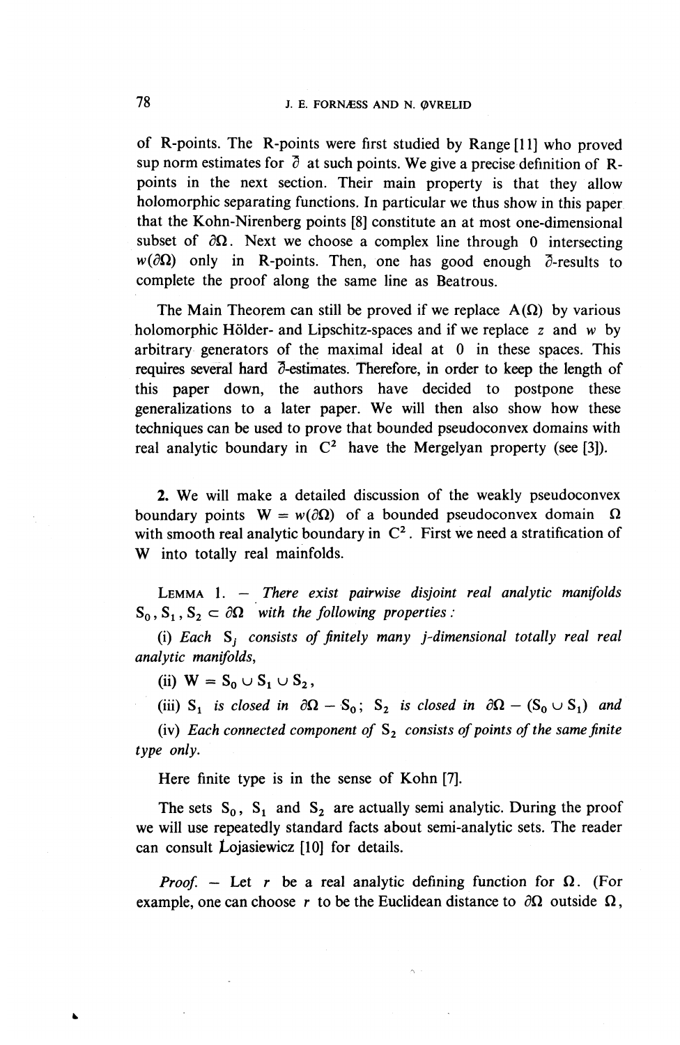of R-points. The R-points were first studied by Range [11] who proved sup norm estimates for $\bar{\partial}$ at such points. We give a precise definition of R-points in the next section. Their main property is that they allow holomorphic separating functions. In particular we thus show in this paper that the Kohn-Nirenberg points [8] constitute an at most one-dimensional subset of $\partial\Omega$. Next we choose a complex line through 0 intersecting $w(\partial\Omega)$ only in R-points. Then, one has good enough $\bar{\partial}$-results to complete the proof along the same line as Beatrous.

The Main Theorem can still be proved if we replace $A(\Omega)$ by various holomorphic Hölder- and Lipschitz-spaces and if we replace $z$ and $w$ by arbitrary generators of the maximal ideal at 0 in these spaces. This requires several hard $\bar{\partial}$-estimates. Therefore, in order to keep the length of this paper down, the authors have decided to postpone these generalizations to a later paper. We will then also show how these techniques can be used to prove that bounded pseudoconvex domains with real analytic boundary in $C^2$ have the Mergelyan property (see [3]).

**2.** We will make a detailed discussion of the weakly pseudoconvex boundary points $W = w(\partial\Omega)$ of a bounded pseudoconvex domain $\Omega$ with smooth real analytic boundary in $C^2$. First we need a stratification of $W$ into totally real mainfolds.

LEMMA 1. — *There exist pairwise disjoint real analytic manifolds* $S_0, S_1, S_2 \subset \partial\Omega$ *with the following properties:*

(i) *Each* $S_j$ *consists of finitely many* $j$*-dimensional totally real real analytic manifolds,*

(ii) $W = S_0 \cup S_1 \cup S_2$,

(iii) $S_1$ *is closed in* $\partial\Omega - S_0$; $S_2$ *is closed in* $\partial\Omega - (S_0 \cup S_1)$ *and*

(iv) *Each connected component of* $S_2$ *consists of points of the same finite type only.*

Here finite type is in the sense of Kohn [7].

The sets $S_0$, $S_1$ and $S_2$ are actually semi analytic. During the proof we will use repeatedly standard facts about semi-analytic sets. The reader can consult Łojasiewicz [10] for details.

*Proof.* — Let $r$ be a real analytic defining function for $\Omega$. (For example, one can choose $r$ to be the Euclidean distance to $\partial\Omega$ outside $\Omega$,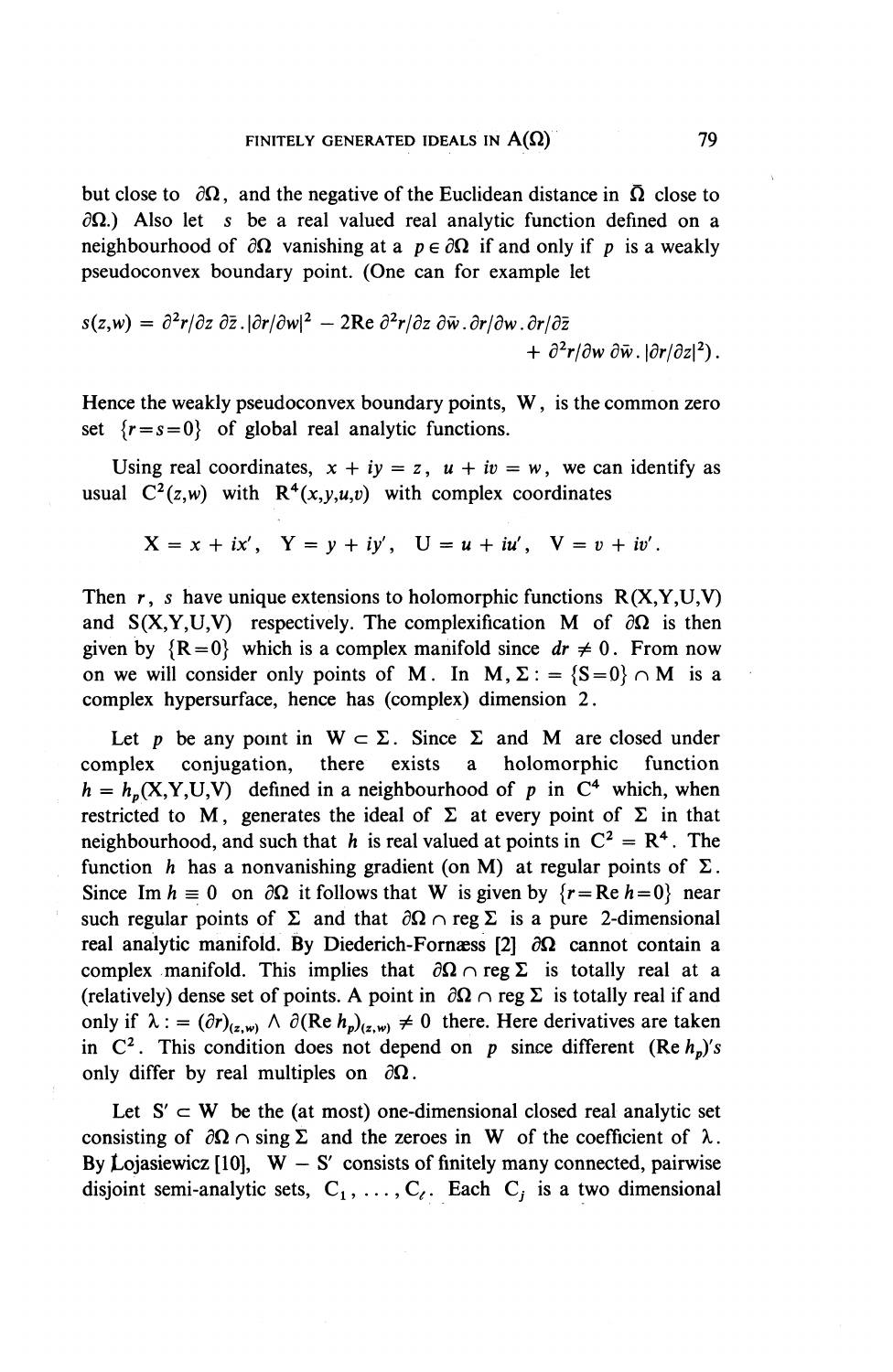but close to $\partial\Omega$, and the negative of the Euclidean distance in $\bar{\Omega}$ close to $\partial\Omega$.) Also let $s$ be a real valued real analytic function defined on a neighbourhood of $\partial\Omega$ vanishing at a $p \in \partial\Omega$ if and only if $p$ is a weakly pseudoconvex boundary point. (One can for example let

$$s(z,w) = \partial^2 r/\partial z\, \partial\bar{z}\,.\,|\partial r/\partial w|^2 - 2\text{Re}\, \partial^2 r/\partial z\, \partial\bar{w}\,.\,\partial r/\partial w\,.\,\partial r/\partial\bar{z} + \partial^2 r/\partial w\, \partial\bar{w}\,.\,|\partial r/\partial z|^2).$$

Hence the weakly pseudoconvex boundary points, $W$, is the common zero set $\{r = s = 0\}$ of global real analytic functions.

Using real coordinates, $x + iy = z$, $u + iv = w$, we can identify as usual $C^2(z,w)$ with $R^4(x,y,u,v)$ with complex coordinates

$$X = x + ix', \quad Y = y + iy', \quad U = u + iu', \quad V = v + iv'.$$

Then $r$, $s$ have unique extensions to holomorphic functions $R(X,Y,U,V)$ and $S(X,Y,U,V)$ respectively. The complexification $M$ of $\partial\Omega$ is then given by $\{R = 0\}$ which is a complex manifold since $dr \neq 0$. From now on we will consider only points of $M$. In $M, \Sigma := \{S = 0\} \cap M$ is a complex hypersurface, hence has (complex) dimension 2.

Let $p$ be any point in $W \subset \Sigma$. Since $\Sigma$ and $M$ are closed under complex conjugation, there exists a holomorphic function $h = h_p(X,Y,U,V)$ defined in a neighbourhood of $p$ in $C^4$ which, when restricted to $M$, generates the ideal of $\Sigma$ at every point of $\Sigma$ in that neighbourhood, and such that $h$ is real valued at points in $C^2 = R^4$. The function $h$ has a nonvanishing gradient (on $M$) at regular points of $\Sigma$. Since $\text{Im}\, h \equiv 0$ on $\partial\Omega$ it follows that $W$ is given by $\{r = \text{Re}\, h = 0\}$ near such regular points of $\Sigma$ and that $\partial\Omega \cap \text{reg}\, \Sigma$ is a pure 2-dimensional real analytic manifold. By Diederich-Fornæss [2] $\partial\Omega$ cannot contain a complex manifold. This implies that $\partial\Omega \cap \text{reg}\, \Sigma$ is totally real at a (relatively) dense set of points. A point in $\partial\Omega \cap \text{reg}\, \Sigma$ is totally real if and only if $\lambda := (\partial r)_{(z,w)} \wedge \partial(\text{Re}\, h_p)_{(z,w)} \neq 0$ there. Here derivatives are taken in $C^2$. This condition does not depend on $p$ since different $(\text{Re}\, h_p)$'s only differ by real multiples on $\partial\Omega$.

Let $S' \subset W$ be the (at most) one-dimensional closed real analytic set consisting of $\partial\Omega \cap \text{sing}\, \Sigma$ and the zeroes in $W$ of the coefficient of $\lambda$. By Łojasiewicz [10], $W - S'$ consists of finitely many connected, pairwise disjoint semi-analytic sets, $C_1, \ldots, C_\ell$. Each $C_j$ is a two dimensional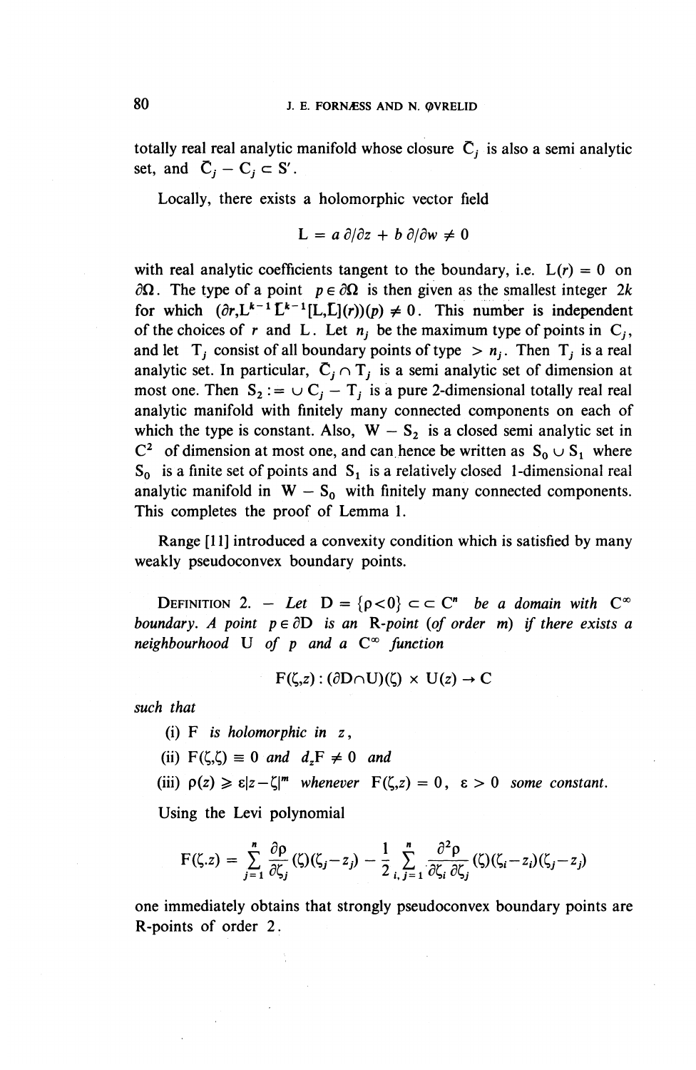totally real real analytic manifold whose closure $\bar{C}_j$ is also a semi analytic set, and $\bar{C}_j - C_j \subset S'$.

Locally, there exists a holomorphic vector field

$$L = a\,\partial/\partial z + b\,\partial/\partial w \neq 0$$

with real analytic coefficients tangent to the boundary, i.e. $L(r) = 0$ on $\partial\Omega$. The type of a point $p \in \partial\Omega$ is then given as the smallest integer $2k$ for which $(\partial r, L^{k-1}\bar{L}^{k-1}[L,\bar{L}](r))(p) \neq 0$. This number is independent of the choices of $r$ and $L$. Let $n_j$ be the maximum type of points in $C_j$, and let $T_j$ consist of all boundary points of type $> n_j$. Then $T_j$ is a real analytic set. In particular, $\bar{C}_j \cap T_j$ is a semi analytic set of dimension at most one. Then $S_2 := \cup\, C_j - T_j$ is a pure 2-dimensional totally real real analytic manifold with finitely many connected components on each of which the type is constant. Also, $W - S_2$ is a closed semi analytic set in $\mathbb{C}^2$ of dimension at most one, and can hence be written as $S_0 \cup S_1$ where $S_0$ is a finite set of points and $S_1$ is a relatively closed 1-dimensional real analytic manifold in $W - S_0$ with finitely many connected components. This completes the proof of Lemma 1.

Range [11] introduced a convexity condition which is satisfied by many weakly pseudoconvex boundary points.

DEFINITION 2. — *Let $D = \{\rho < 0\} \subset\subset \mathbb{C}^n$ be a domain with $C^\infty$ boundary. A point $p \in \partial D$ is an R-point (of order $m$) if there exists a neighbourhood $U$ of $p$ and a $C^\infty$ function*

$$F(\zeta, z) : (\partial D \cap U)(\zeta) \times U(z) \to \mathbb{C}$$

*such that*

(i) *$F$ is holomorphic in $z$,*

(ii) *$F(\zeta,\zeta) \equiv 0$ and $d_z F \neq 0$ and*

(iii) *$\rho(z) \geqslant \varepsilon |z - \zeta|^m$ whenever $F(\zeta, z) = 0$, $\varepsilon > 0$ some constant.*

Using the Levi polynomial

$$F(\zeta, z) = \sum_{j=1}^{n} \frac{\partial \rho}{\partial \zeta_j}(\zeta)(\zeta_j - z_j) - \frac{1}{2} \sum_{i,j=1}^{n} \frac{\partial^2 \rho}{\partial \zeta_i \, \partial \zeta_j}(\zeta)(\zeta_i - z_i)(\zeta_j - z_j)$$

one immediately obtains that strongly pseudoconvex boundary points are R-points of order 2.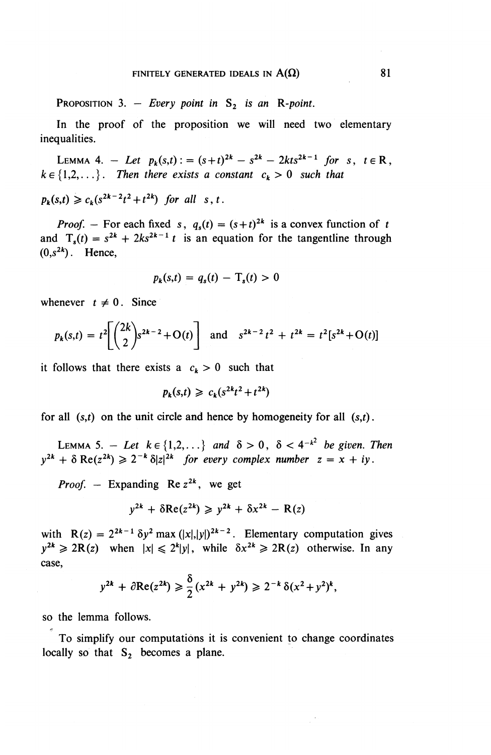PROPOSITION 3. — *Every point in* $S_2$ *is an* R*-point.*

In the proof of the proposition we will need two elementary inequalities.

LEMMA 4. — *Let* $p_k(s,t) := (s+t)^{2k} - s^{2k} - 2kts^{2k-1}$ *for* $s, t \in \mathrm{R}$, $k \in \{1,2,\ldots\}$. *Then there exists a constant* $c_k > 0$ *such that*

$p_k(s,t) \geqslant c_k(s^{2k-2}t^2 + t^{2k})$ *for all* $s, t$.

*Proof.* — For each fixed $s$, $q_s(t) = (s+t)^{2k}$ is a convex function of $t$ and $T_s(t) = s^{2k} + 2ks^{2k-1}t$ is an equation for the tangentline through $(0, s^{2k})$. Hence,

$$p_k(s,t) = q_s(t) - T_s(t) > 0$$

whenever $t \neq 0$. Since

$$p_k(s,t) = t^2\left[\binom{2k}{2}s^{2k-2} + O(t)\right] \quad \text{and} \quad s^{2k-2}t^2 + t^{2k} = t^2[s^{2k} + O(t)]$$

it follows that there exists a $c_k > 0$ such that

$$p_k(s,t) \geqslant c_k(s^{2k}t^2 + t^{2k})$$

for all $(s,t)$ on the unit circle and hence by homogeneity for all $(s,t)$.

LEMMA 5. — *Let* $k \in \{1,2,\ldots\}$ *and* $\delta > 0$, $\delta < 4^{-k^2}$ *be given. Then* $y^{2k} + \delta\,\mathrm{Re}(z^{2k}) \geqslant 2^{-k}\delta|z|^{2k}$ *for every complex number* $z = x + iy$.

*Proof.* — Expanding $\mathrm{Re}\, z^{2k}$, we get

$$y^{2k} + \delta\mathrm{Re}(z^{2k}) \geqslant y^{2k} + \delta x^{2k} - \mathrm{R}(z)$$

with $\mathrm{R}(z) = 2^{2k-1}\delta y^2 \max(|x|,|y|)^{2k-2}$. Elementary computation gives $y^{2k} \geqslant 2\mathrm{R}(z)$ when $|x| \leqslant 2^k|y|$, while $\delta x^{2k} \geqslant 2\mathrm{R}(z)$ otherwise. In any case,

$$y^{2k} + \partial\mathrm{Re}(z^{2k}) \geqslant \frac{\delta}{2}(x^{2k} + y^{2k}) \geqslant 2^{-k}\delta(x^2+y^2)^k,$$

so the lemma follows.

To simplify our computations it is convenient to change coordinates locally so that $S_2$ becomes a plane.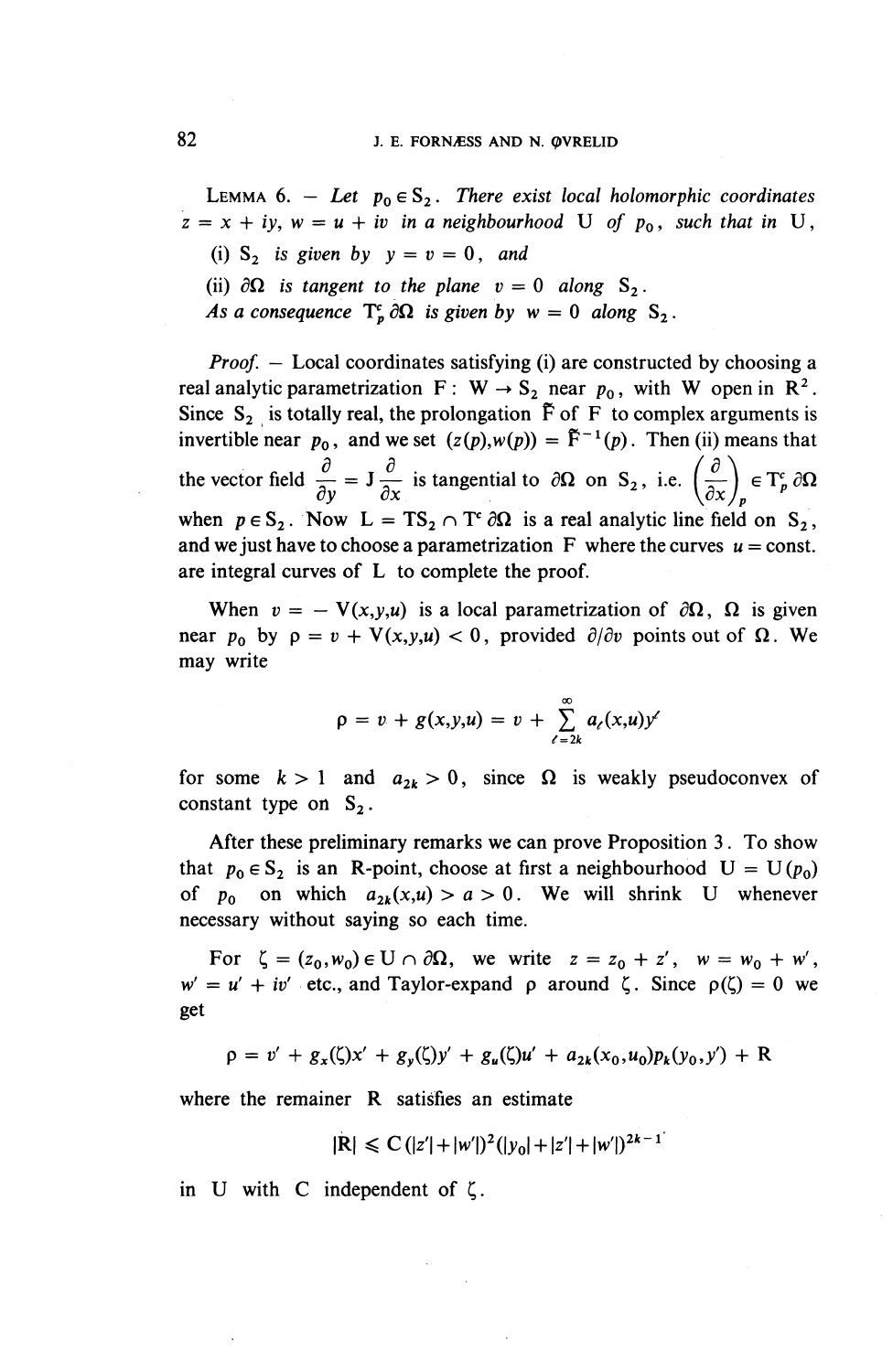LEMMA 6. — *Let $p_0 \in S_2$. There exist local holomorphic coordinates $z = x + iy$, $w = u + iv$ in a neighbourhood $U$ of $p_0$, such that in $U$,*

(i) *$S_2$ is given by $y = v = 0$, and*

(ii) *$\partial\Omega$ is tangent to the plane $v = 0$ along $S_2$.*

*As a consequence $T_p^c \partial\Omega$ is given by $w = 0$ along $S_2$.*

*Proof.* — Local coordinates satisfying (i) are constructed by choosing a real analytic parametrization $F : W \to S_2$ near $p_0$, with $W$ open in $\mathbf{R}^2$. Since $S_2$ is totally real, the prolongation $\tilde{F}$ of $F$ to complex arguments is invertible near $p_0$, and we set $(z(p), w(p)) = \tilde{F}^{-1}(p)$. Then (ii) means that the vector field $\dfrac{\partial}{\partial y} = J \dfrac{\partial}{\partial x}$ is tangential to $\partial\Omega$ on $S_2$, i.e. $\left(\dfrac{\partial}{\partial x}\right)_p \in T_p^c \partial\Omega$ when $p \in S_2$. Now $L = TS_2 \cap T^c \partial\Omega$ is a real analytic line field on $S_2$, and we just have to choose a parametrization $F$ where the curves $u = \text{const.}$ are integral curves of $L$ to complete the proof.

When $v = -V(x,y,u)$ is a local parametrization of $\partial\Omega$, $\Omega$ is given near $p_0$ by $\rho = v + V(x,y,u) < 0$, provided $\partial/\partial v$ points out of $\Omega$. We may write

$$\rho = v + g(x,y,u) = v + \sum_{\ell = 2k}^{\infty} a_\ell(x,u) y^\ell$$

for some $k > 1$ and $a_{2k} > 0$, since $\Omega$ is weakly pseudoconvex of constant type on $S_2$.

After these preliminary remarks we can prove Proposition 3. To show that $p_0 \in S_2$ is an R-point, choose at first a neighbourhood $U = U(p_0)$ of $p_0$ on which $a_{2k}(x,u) > a > 0$. We will shrink $U$ whenever necessary without saying so each time.

For $\zeta = (z_0, w_0) \in U \cap \partial\Omega$, we write $z = z_0 + z'$, $w = w_0 + w'$, $w' = u' + iv'$ etc., and Taylor-expand $\rho$ around $\zeta$. Since $\rho(\zeta) = 0$ we get

$$\rho = v' + g_x(\zeta)x' + g_y(\zeta)y' + g_u(\zeta)u' + a_{2k}(x_0,u_0)p_k(y_0,y') + R$$

where the remainder $R$ satisfies an estimate

$$|R| \leqslant C(|z'| + |w'|)^2(|y_0| + |z'| + |w'|)^{2k-1}$$

in $U$ with $C$ independent of $\zeta$.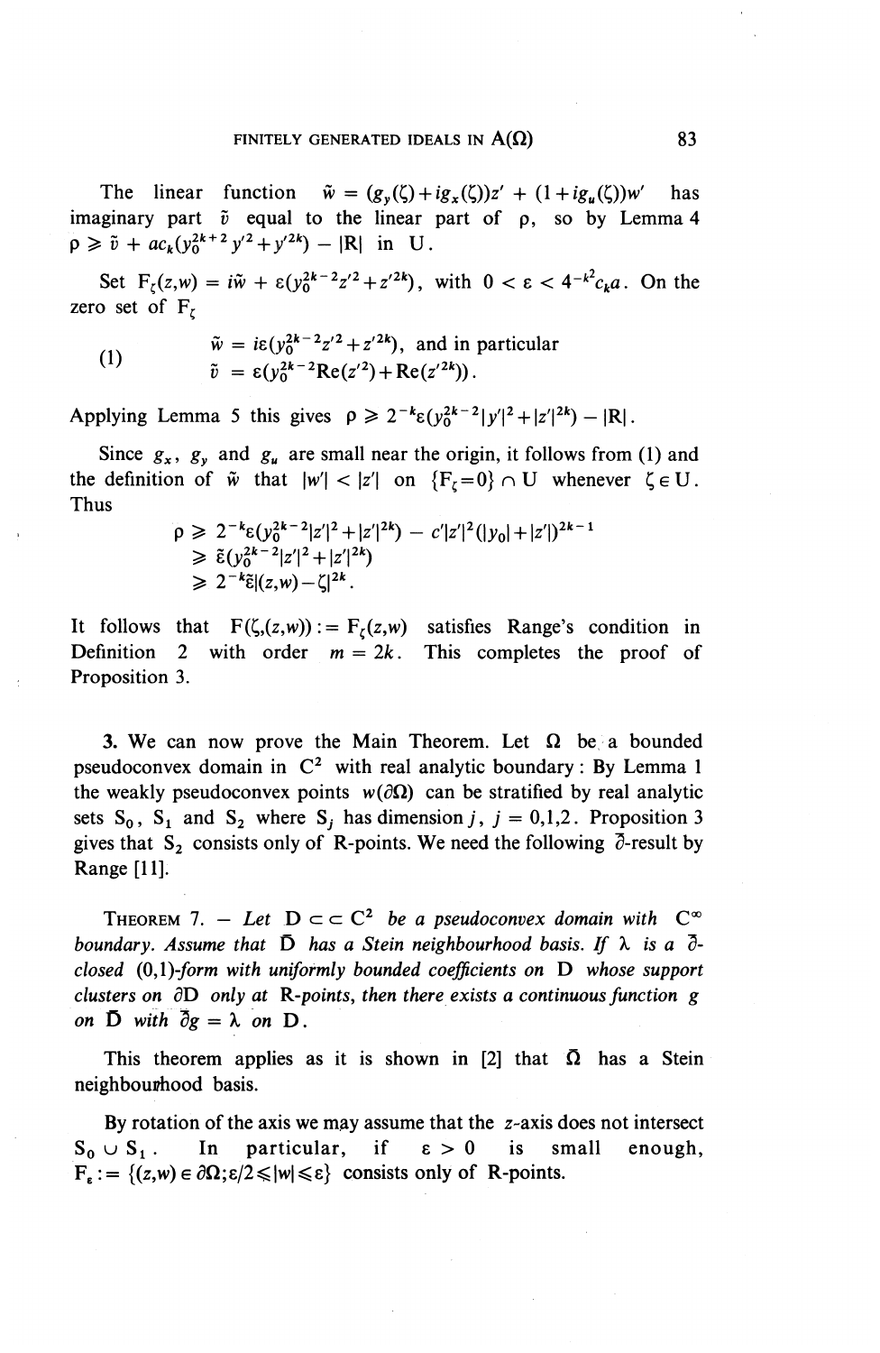The linear function $\tilde{w} = (g_y(\zeta) + ig_x(\zeta))z' + (1 + ig_u(\zeta))w'$ has imaginary part $\tilde{v}$ equal to the linear part of $\rho$, so by Lemma 4 $\rho \geqslant \tilde{v} + ac_k(y_0^{2k+2}y'^2 + y'^{2k}) - |R|$ in U.

Set $F_\zeta(z,w) = i\tilde{w} + \varepsilon(y_0^{2k-2}z'^2 + z'^{2k})$, with $0 < \varepsilon < 4^{-k^2}c_k a$. On the zero set of $F_\zeta$

$$
\tag{1}
\begin{aligned}
\tilde{w} &= i\varepsilon(y_0^{2k-2}z'^2 + z'^{2k}), \text{ and in particular} \\
\tilde{v} &= \varepsilon(y_0^{2k-2}\mathrm{Re}(z'^2) + \mathrm{Re}(z'^{2k})).
\end{aligned}
$$

Applying Lemma 5 this gives $\rho \geqslant 2^{-k}\varepsilon(y_0^{2k-2}|y'|^2 + |z'|^{2k}) - |R|$.

Since $g_x$, $g_y$ and $g_u$ are small near the origin, it follows from (1) and the definition of $\tilde{w}$ that $|w'| < |z'|$ on $\{F_\zeta = 0\} \cap U$ whenever $\zeta \in U$. Thus

$$
\begin{aligned}
\rho &\geqslant 2^{-k}\varepsilon(y_0^{2k-2}|z'|^2 + |z'|^{2k}) - c'|z'|^2(|y_0| + |z'|)^{2k-1} \\
&\geqslant \tilde{\varepsilon}(y_0^{2k-2}|z'|^2 + |z'|^{2k}) \\
&\geqslant 2^{-k}\tilde{\varepsilon}|(z,w) - \zeta|^{2k}.
\end{aligned}
$$

It follows that $F(\zeta,(z,w)) := F_\zeta(z,w)$ satisfies Range's condition in Definition 2 with order $m = 2k$. This completes the proof of Proposition 3.

3. We can now prove the Main Theorem. Let $\Omega$ be a bounded pseudoconvex domain in $\mathbf{C}^2$ with real analytic boundary: By Lemma 1 the weakly pseudoconvex points $w(\partial\Omega)$ can be stratified by real analytic sets $S_0$, $S_1$ and $S_2$ where $S_j$ has dimension $j$, $j = 0,1,2$. Proposition 3 gives that $S_2$ consists only of R-points. We need the following $\bar{\partial}$-result by Range [11].

THEOREM 7. — *Let $D \subset\subset \mathbf{C}^2$ be a pseudoconvex domain with $C^\infty$ boundary. Assume that $\bar{D}$ has a Stein neighbourhood basis. If $\lambda$ is a $\bar{\partial}$-closed (0,1)-form with uniformly bounded coefficients on D whose support clusters on $\partial D$ only at R-points, then there exists a continuous function g on $\bar{D}$ with $\bar{\partial} g = \lambda$ on D.*

This theorem applies as it is shown in [2] that $\bar{\Omega}$ has a Stein neighbourhood basis.

By rotation of the axis we may assume that the $z$-axis does not intersect $S_0 \cup S_1$. In particular, if $\varepsilon > 0$ is small enough, $F_\varepsilon := \{(z,w) \in \partial\Omega; \varepsilon/2 \leqslant |w| \leqslant \varepsilon\}$ consists only of R-points.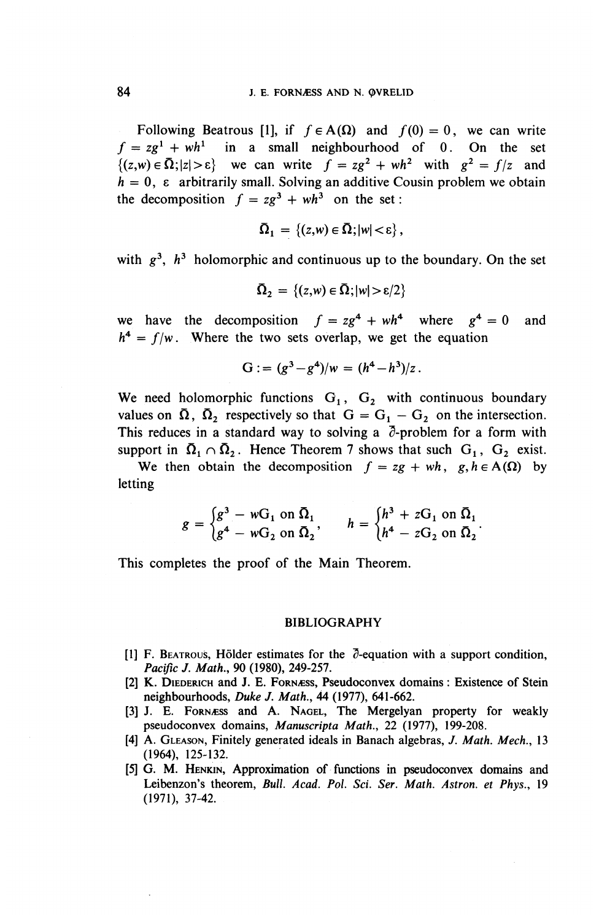Following Beatrous [1], if $f \in A(\Omega)$ and $f(0) = 0$, we can write $f = zg^1 + wh^1$ in a small neighbourhood of $0$. On the set $\{(z,w) \in \bar{\Omega}; |z| > \varepsilon\}$ we can write $f = zg^2 + wh^2$ with $g^2 = f/z$ and $h = 0$, $\varepsilon$ arbitrarily small. Solving an additive Cousin problem we obtain the decomposition $f = zg^3 + wh^3$ on the set:

$$\bar{\Omega}_1 = \{(z,w) \in \bar{\Omega}; |w| < \varepsilon\},$$

with $g^3$, $h^3$ holomorphic and continuous up to the boundary. On the set

$$\bar{\Omega}_2 = \{(z,w) \in \bar{\Omega}; |w| > \varepsilon/2\}$$

we have the decomposition $f = zg^4 + wh^4$ where $g^4 = 0$ and $h^4 = f/w$. Where the two sets overlap, we get the equation

$$G := (g^3 - g^4)/w = (h^4 - h^3)/z.$$

We need holomorphic functions $G_1$, $G_2$ with continuous boundary values on $\bar{\Omega}$, $\bar{\Omega}_2$ respectively so that $G = G_1 - G_2$ on the intersection. This reduces in a standard way to solving a $\bar{\partial}$-problem for a form with support in $\bar{\Omega}_1 \cap \bar{\Omega}_2$. Hence Theorem 7 shows that such $G_1$, $G_2$ exist.

We then obtain the decomposition $f = zg + wh$, $g, h \in A(\Omega)$ by letting

$$g = \begin{cases} g^3 - wG_1 \text{ on } \bar{\Omega}_1 \\ g^4 - wG_2 \text{ on } \bar{\Omega}_2 \end{cases}, \qquad h = \begin{cases} h^3 + zG_1 \text{ on } \bar{\Omega}_1 \\ h^4 - zG_2 \text{ on } \bar{\Omega}_2 \end{cases}.$$

This completes the proof of the Main Theorem.

## BIBLIOGRAPHY

[1] F. Beatrous, Hölder estimates for the $\bar{\partial}$-equation with a support condition, *Pacific J. Math.*, 90 (1980), 249-257.

[2] K. Diederich and J. E. Fornæss, Pseudoconvex domains: Existence of Stein neighbourhoods, *Duke J. Math.*, 44 (1977), 641-662.

[3] J. E. Fornæss and A. Nagel, The Mergelyan property for weakly pseudoconvex domains, *Manuscripta Math.*, 22 (1977), 199-208.

[4] A. Gleason, Finitely generated ideals in Banach algebras, *J. Math. Mech.*, 13 (1964), 125-132.

[5] G. M. Henkin, Approximation of functions in pseudoconvex domains and Leibenzon's theorem, *Bull. Acad. Pol. Sci. Ser. Math. Astron. et Phys.*, 19 (1971), 37-42.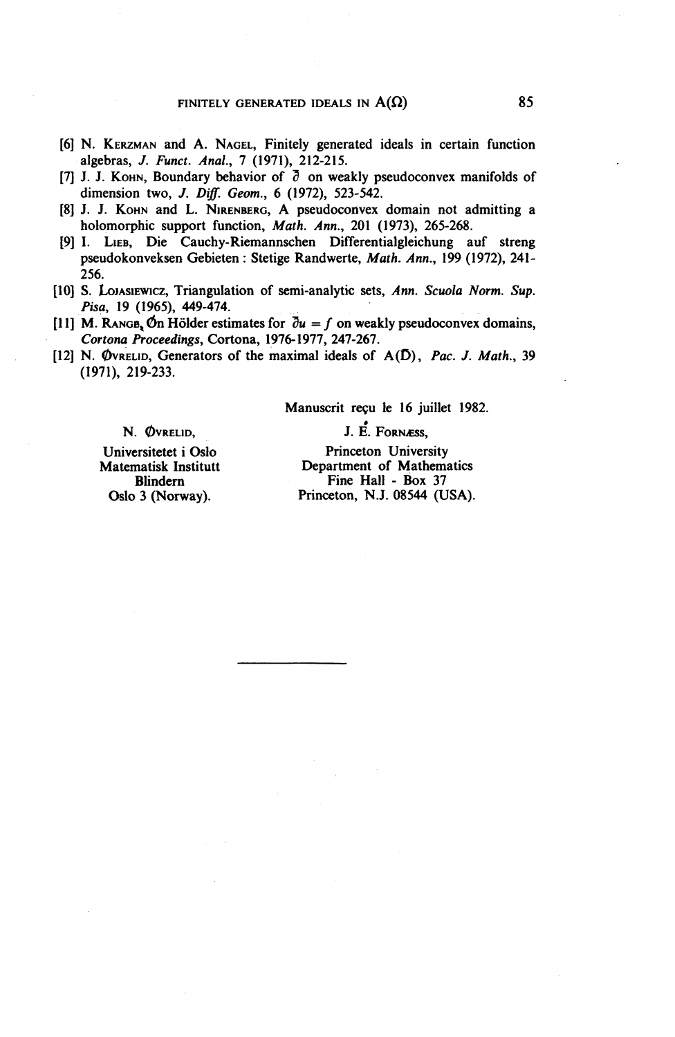[6] N. KERZMAN and A. NAGEL, Finitely generated ideals in certain function algebras, *J. Funct. Anal.*, 7 (1971), 212-215.

[7] J. J. KOHN, Boundary behavior of $\bar{\partial}$ on weakly pseudoconvex manifolds of dimension two, *J. Diff. Geom.*, 6 (1972), 523-542.

[8] J. J. KOHN and L. NIRENBERG, A pseudoconvex domain not admitting a holomorphic support function, *Math. Ann.*, 201 (1973), 265-268.

[9] I. LIEB, Die Cauchy-Riemannschen Differentialgleichung auf streng pseudokonveksen Gebieten : Stetige Randwerte, *Math. Ann.*, 199 (1972), 241-256.

[10] S. ŁOJASIEWICZ, Triangulation of semi-analytic sets, *Ann. Scuola Norm. Sup. Pisa*, 19 (1965), 449-474.

[11] M. RANGE, On Hölder estimates for $\bar{\partial}u = f$ on weakly pseudoconvex domains, *Cortona Proceedings*, Cortona, 1976-1977, 247-267.

[12] N. ØVRELID, Generators of the maximal ideals of $A(\bar{D})$, *Pac. J. Math.*, 39 (1971), 219-233.

Manuscrit reçu le 16 juillet 1982.

N. ØVRELID,
Universitetet i Oslo
Matematisk Institutt
Blindern
Oslo 3 (Norway).

J. E. FORNÆSS,
Princeton University
Department of Mathematics
Fine Hall - Box 37
Princeton, N.J. 08544 (USA).